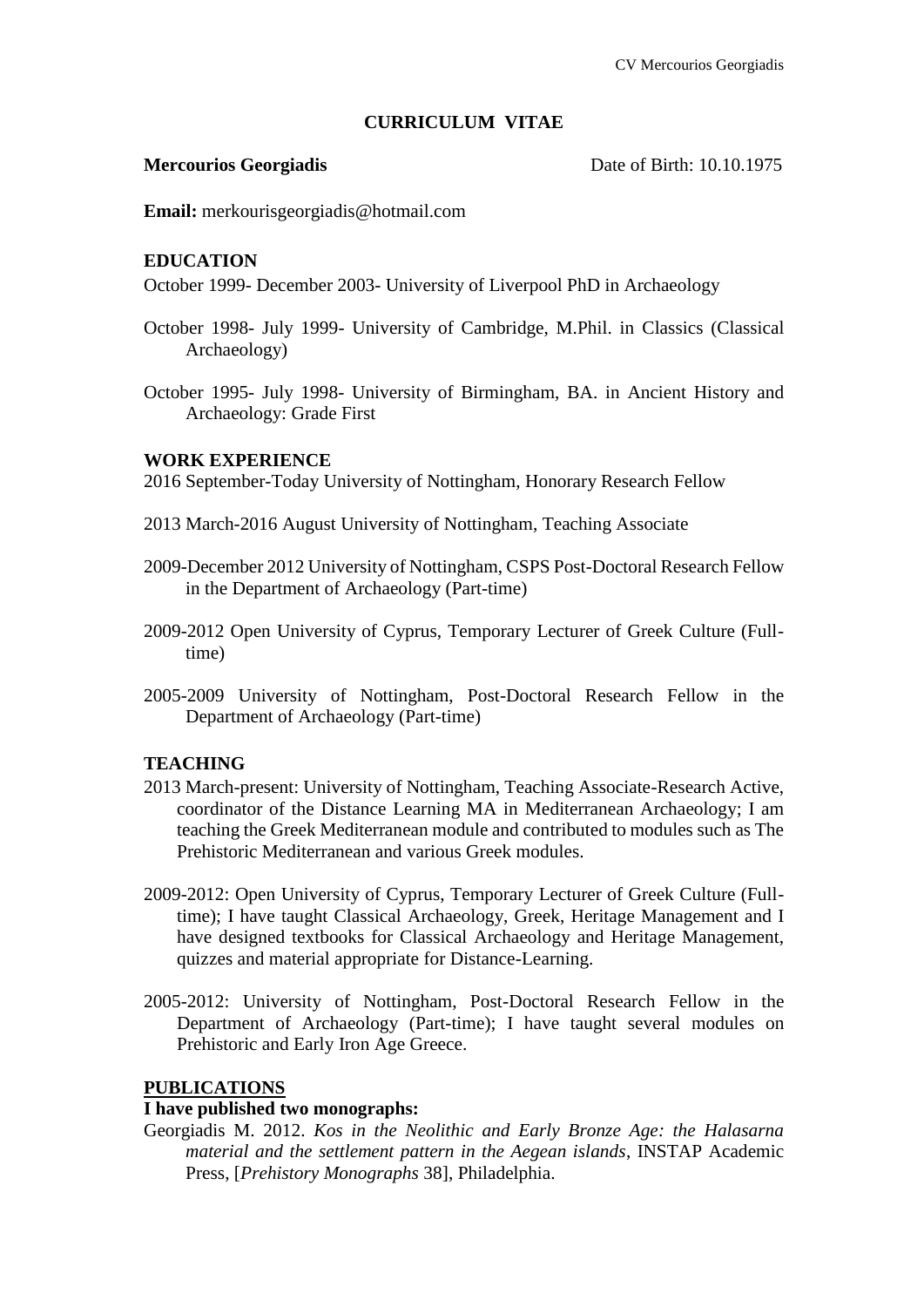# CURRICULUM VITAE

**Mercourios Georgiadis** Date of Birth: 10.10.1975

**Email:** merkourisgeorgiadis@hotmail.com

## EDUCATION

October 1999- December 2003- University of Liverpool PhD in Archaeology

October 1998- July 1999- University of Cambridge, M.Phil. in Classics (Classical Archaeology)

October 1995- July 1998- University of Birmingham, BA. in Ancient History and Archaeology: Grade First

## WORK EXPERIENCE

2016 September-Today University of Nottingham, Honorary Research Fellow

2013 March-2016 August University of Nottingham, Teaching Associate

2009-December 2012 University of Nottingham, CSPS Post-Doctoral Research Fellow in the Department of Archaeology (Part-time)

2009-2012 Open University of Cyprus, Temporary Lecturer of Greek Culture (Full-time)

2005-2009 University of Nottingham, Post-Doctoral Research Fellow in the Department of Archaeology (Part-time)

## TEACHING

2013 March-present: University of Nottingham, Teaching Associate-Research Active, coordinator of the Distance Learning MA in Mediterranean Archaeology; I am teaching the Greek Mediterranean module and contributed to modules such as The Prehistoric Mediterranean and various Greek modules.

2009-2012: Open University of Cyprus, Temporary Lecturer of Greek Culture (Full-time); I have taught Classical Archaeology, Greek, Heritage Management and I have designed textbooks for Classical Archaeology and Heritage Management, quizzes and material appropriate for Distance-Learning.

2005-2012: University of Nottingham, Post-Doctoral Research Fellow in the Department of Archaeology (Part-time); I have taught several modules on Prehistoric and Early Iron Age Greece.

## PUBLICATIONS

**I have published two monographs:**

Georgiadis M. 2012. *Kos in the Neolithic and Early Bronze Age: the Halasarna material and the settlement pattern in the Aegean islands*, INSTAP Academic Press, [*Prehistory Monographs* 38], Philadelphia.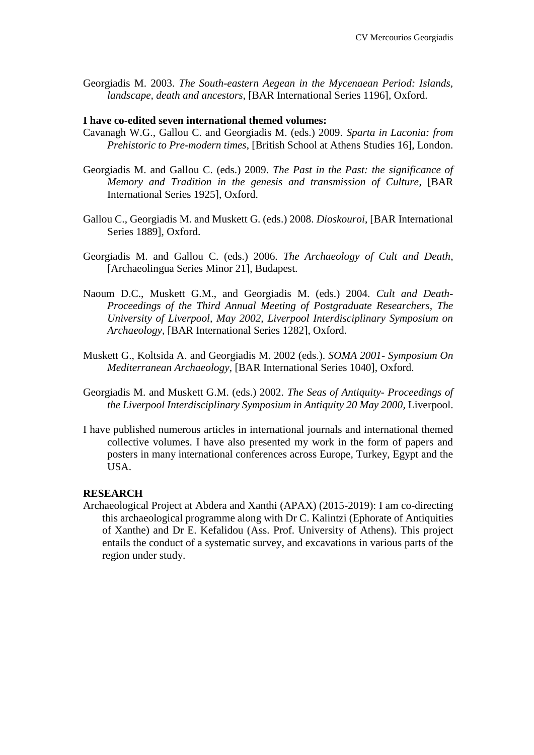Georgiadis M. 2003. *The South-eastern Aegean in the Mycenaean Period: Islands, landscape, death and ancestors*, [BAR International Series 1196], Oxford.

**I have co-edited seven international themed volumes:**

Cavanagh W.G., Gallou C. and Georgiadis M. (eds.) 2009. *Sparta in Laconia: from Prehistoric to Pre-modern times*, [British School at Athens Studies 16], London.

Georgiadis M. and Gallou C. (eds.) 2009. *The Past in the Past: the significance of Memory and Tradition in the genesis and transmission of Culture*, [BAR International Series 1925], Oxford.

Gallou C., Georgiadis M. and Muskett G. (eds.) 2008. *Dioskouroi*, [BAR International Series 1889], Oxford.

Georgiadis M. and Gallou C. (eds.) 2006. *The Archaeology of Cult and Death*, [Archaeolingua Series Minor 21], Budapest.

Naoum D.C., Muskett G.M., and Georgiadis M. (eds.) 2004. *Cult and Death- Proceedings of the Third Annual Meeting of Postgraduate Researchers, The University of Liverpool, May 2002, Liverpool Interdisciplinary Symposium on Archaeology*, [BAR International Series 1282], Oxford.

Muskett G., Koltsida A. and Georgiadis M. 2002 (eds.). *SOMA 2001- Symposium On Mediterranean Archaeology*, [BAR International Series 1040], Oxford.

Georgiadis M. and Muskett G.M. (eds.) 2002. *The Seas of Antiquity- Proceedings of the Liverpool Interdisciplinary Symposium in Antiquity 20 May 2000*, Liverpool.

I have published numerous articles in international journals and international themed collective volumes. I have also presented my work in the form of papers and posters in many international conferences across Europe, Turkey, Egypt and the USA.

**RESEARCH**

Archaeological Project at Abdera and Xanthi (APAX) (2015-2019): I am co-directing this archaeological programme along with Dr C. Kalintzi (Ephorate of Antiquities of Xanthe) and Dr E. Kefalidou (Ass. Prof. University of Athens). This project entails the conduct of a systematic survey, and excavations in various parts of the region under study.